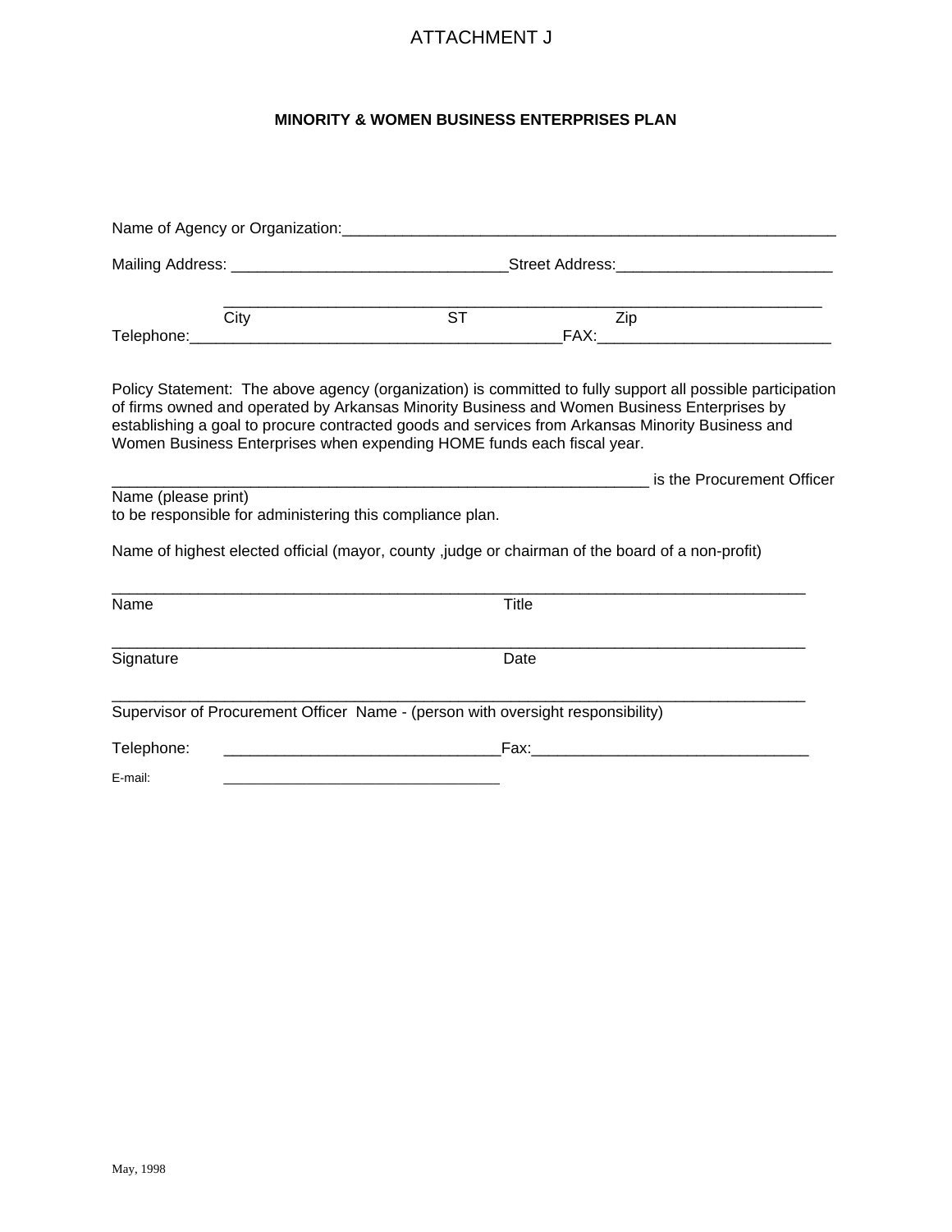ATTACHMENT J

**MINORITY & WOMEN BUSINESS ENTERPRISES PLAN**

Name of Agency or Organization:_______________________________________________________

Mailing Address: _______________________________Street Address:________________________

_____________________________________________________________________

City                    ST                    Zip

Telephone:___________________________________________FAX:___________________________

Policy Statement: The above agency (organization) is committed to fully support all possible participation of firms owned and operated by Arkansas Minority Business and Women Business Enterprises by establishing a goal to procure contracted goods and services from Arkansas Minority Business and Women Business Enterprises when expending HOME funds each fiscal year.

____________________________________________________________ is the Procurement Officer

Name (please print)

to be responsible for administering this compliance plan.

Name of highest elected official (mayor, county ,judge or chairman of the board of a non-profit)

______________________________________________________________________________

Name                                        Title

______________________________________________________________________________

Signature                                        Date

______________________________________________________________________________

Supervisor of Procurement Officer Name - (person with oversight responsibility)

Telephone: _______________________________Fax:_______________________________

E-mail: _______________________________

May, 1998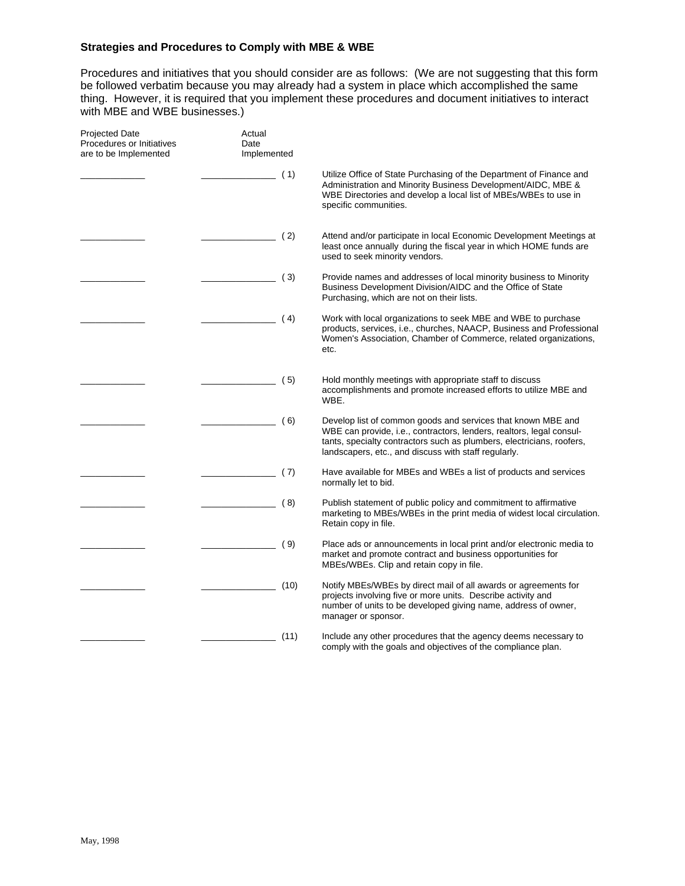**Strategies and Procedures to Comply with MBE & WBE**

Procedures and initiatives that you should consider are as follows: (We are not suggesting that this form be followed verbatim because you may already had a system in place which accomplished the same thing. However, it is required that you implement these procedures and document initiatives to interact with MBE and WBE businesses.)

| Projected Date Procedures or Initiatives are to be Implemented | Actual Date Implemented | | |
|---|---|---|---|
| ______ | ______ | (1) | Utilize Office of State Purchasing of the Department of Finance and Administration and Minority Business Development/AIDC, MBE & WBE Directories and develop a local list of MBEs/WBEs to use in specific communities. |
| ______ | ______ | (2) | Attend and/or participate in local Economic Development Meetings at least once annually during the fiscal year in which HOME funds are used to seek minority vendors. |
| ______ | ______ | (3) | Provide names and addresses of local minority business to Minority Business Development Division/AIDC and the Office of State Purchasing, which are not on their lists. |
| ______ | ______ | (4) | Work with local organizations to seek MBE and WBE to purchase products, services, i.e., churches, NAACP, Business and Professional Women's Association, Chamber of Commerce, related organizations, etc. |
| ______ | ______ | (5) | Hold monthly meetings with appropriate staff to discuss accomplishments and promote increased efforts to utilize MBE and WBE. |
| ______ | ______ | (6) | Develop list of common goods and services that known MBE and WBE can provide, i.e., contractors, lenders, realtors, legal consultants, specialty contractors such as plumbers, electricians, roofers, landscapers, etc., and discuss with staff regularly. |
| ______ | ______ | (7) | Have available for MBEs and WBEs a list of products and services normally let to bid. |
| ______ | ______ | (8) | Publish statement of public policy and commitment to affirmative marketing to MBEs/WBEs in the print media of widest local circulation. Retain copy in file. |
| ______ | ______ | (9) | Place ads or announcements in local print and/or electronic media to market and promote contract and business opportunities for MBEs/WBEs. Clip and retain copy in file. |
| ______ | ______ | (10) | Notify MBEs/WBEs by direct mail of all awards or agreements for projects involving five or more units. Describe activity and number of units to be developed giving name, address of owner, manager or sponsor. |
| ______ | ______ | (11) | Include any other procedures that the agency deems necessary to comply with the goals and objectives of the compliance plan. |

May, 1998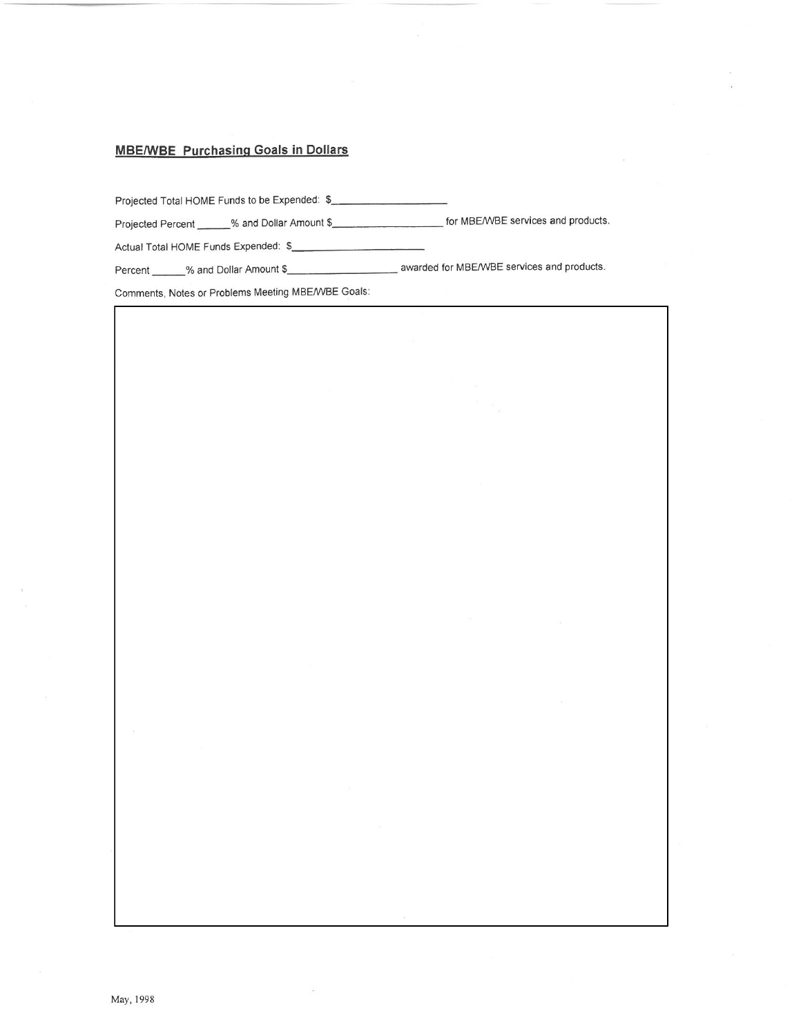## MBE/WBE Purchasing Goals in Dollars

Projected Total HOME Funds to be Expended: $____________________

Projected Percent ______% and Dollar Amount $____________________ for MBE/WBE services and products.

Actual Total HOME Funds Expended: $________________________

Percent ______% and Dollar Amount $____________________ awarded for MBE/WBE services and products.

Comments, Notes or Problems Meeting MBE/WBE Goals:

May, 1998